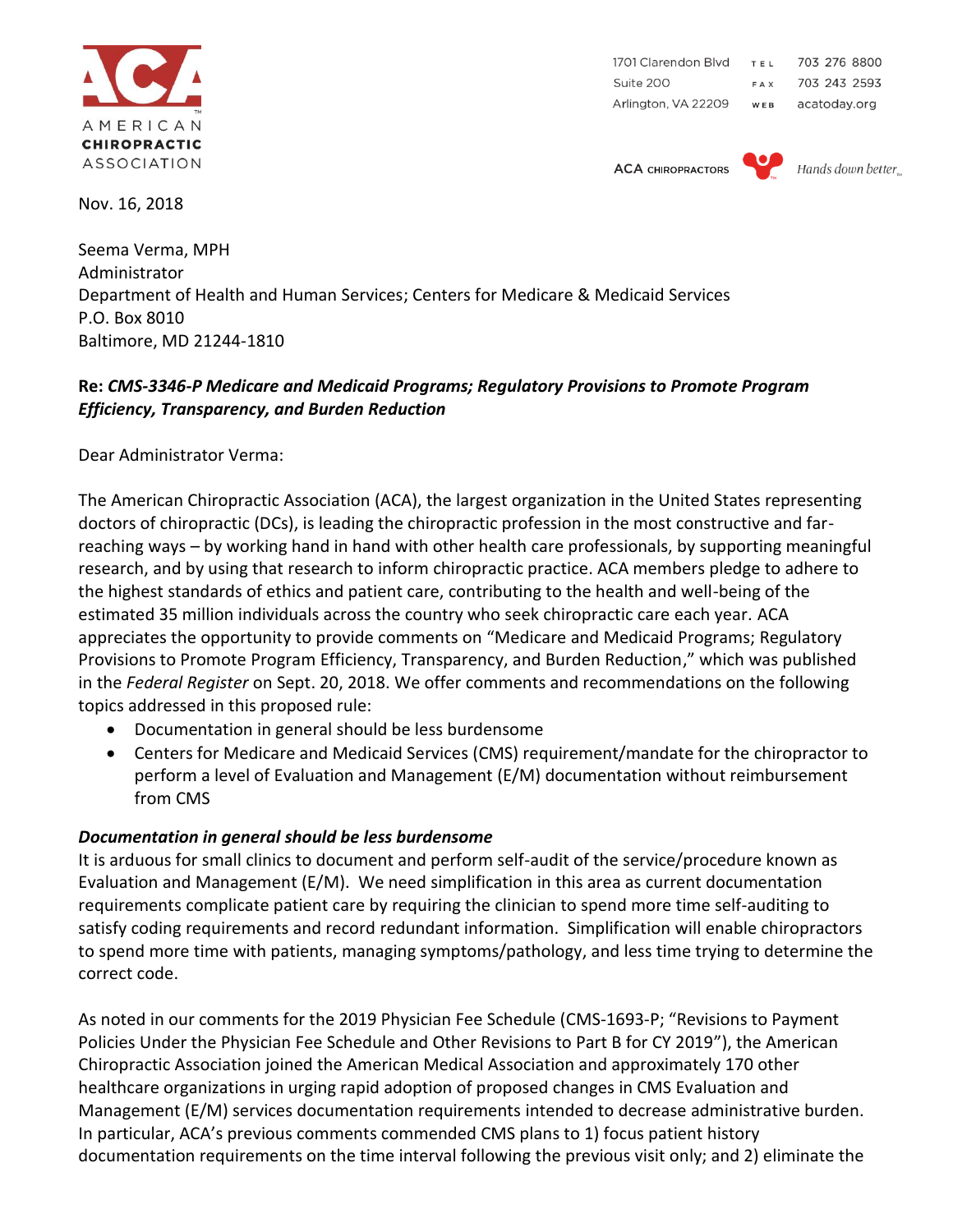AMERICAN CHIROPRACTIC ASSOCIATION

1701 Clarendon Blvd
Suite 200
Arlington, VA 22209

TEL 703 276 8800
FAX 703 243 2593
WEB acatoday.org

ACA CHIROPRACTORS Hands down better

Nov. 16, 2018

Seema Verma, MPH
Administrator
Department of Health and Human Services; Centers for Medicare & Medicaid Services
P.O. Box 8010
Baltimore, MD 21244-1810

**Re: *CMS-3346-P Medicare and Medicaid Programs; Regulatory Provisions to Promote Program Efficiency, Transparency, and Burden Reduction***

Dear Administrator Verma:

The American Chiropractic Association (ACA), the largest organization in the United States representing doctors of chiropractic (DCs), is leading the chiropractic profession in the most constructive and far-reaching ways – by working hand in hand with other health care professionals, by supporting meaningful research, and by using that research to inform chiropractic practice. ACA members pledge to adhere to the highest standards of ethics and patient care, contributing to the health and well-being of the estimated 35 million individuals across the country who seek chiropractic care each year. ACA appreciates the opportunity to provide comments on "Medicare and Medicaid Programs; Regulatory Provisions to Promote Program Efficiency, Transparency, and Burden Reduction," which was published in the *Federal Register* on Sept. 20, 2018. We offer comments and recommendations on the following topics addressed in this proposed rule:

- Documentation in general should be less burdensome
- Centers for Medicare and Medicaid Services (CMS) requirement/mandate for the chiropractor to perform a level of Evaluation and Management (E/M) documentation without reimbursement from CMS

***Documentation in general should be less burdensome***

It is arduous for small clinics to document and perform self-audit of the service/procedure known as Evaluation and Management (E/M). We need simplification in this area as current documentation requirements complicate patient care by requiring the clinician to spend more time self-auditing to satisfy coding requirements and record redundant information. Simplification will enable chiropractors to spend more time with patients, managing symptoms/pathology, and less time trying to determine the correct code.

As noted in our comments for the 2019 Physician Fee Schedule (CMS-1693-P; "Revisions to Payment Policies Under the Physician Fee Schedule and Other Revisions to Part B for CY 2019"), the American Chiropractic Association joined the American Medical Association and approximately 170 other healthcare organizations in urging rapid adoption of proposed changes in CMS Evaluation and Management (E/M) services documentation requirements intended to decrease administrative burden. In particular, ACA's previous comments commended CMS plans to 1) focus patient history documentation requirements on the time interval following the previous visit only; and 2) eliminate the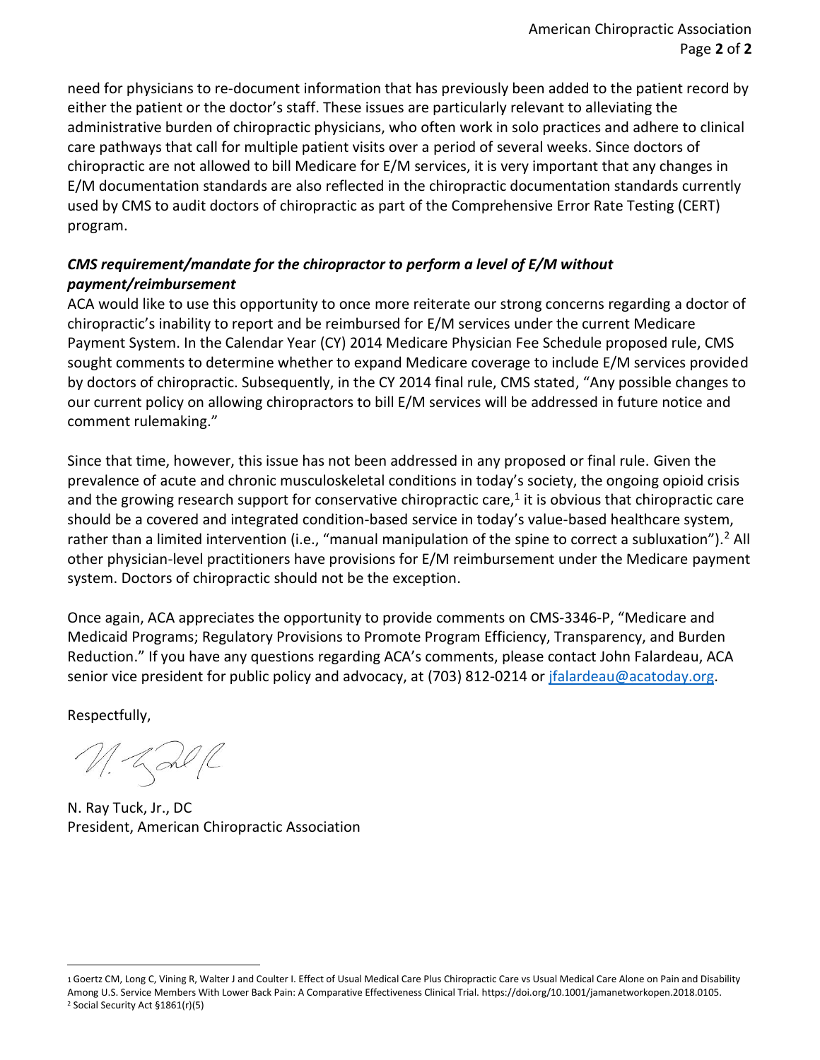need for physicians to re-document information that has previously been added to the patient record by either the patient or the doctor's staff. These issues are particularly relevant to alleviating the administrative burden of chiropractic physicians, who often work in solo practices and adhere to clinical care pathways that call for multiple patient visits over a period of several weeks. Since doctors of chiropractic are not allowed to bill Medicare for E/M services, it is very important that any changes in E/M documentation standards are also reflected in the chiropractic documentation standards currently used by CMS to audit doctors of chiropractic as part of the Comprehensive Error Rate Testing (CERT) program.

***CMS requirement/mandate for the chiropractor to perform a level of E/M without payment/reimbursement***

ACA would like to use this opportunity to once more reiterate our strong concerns regarding a doctor of chiropractic's inability to report and be reimbursed for E/M services under the current Medicare Payment System. In the Calendar Year (CY) 2014 Medicare Physician Fee Schedule proposed rule, CMS sought comments to determine whether to expand Medicare coverage to include E/M services provided by doctors of chiropractic. Subsequently, in the CY 2014 final rule, CMS stated, "Any possible changes to our current policy on allowing chiropractors to bill E/M services will be addressed in future notice and comment rulemaking."

Since that time, however, this issue has not been addressed in any proposed or final rule. Given the prevalence of acute and chronic musculoskeletal conditions in today's society, the ongoing opioid crisis and the growing research support for conservative chiropractic care,[1] it is obvious that chiropractic care should be a covered and integrated condition-based service in today's value-based healthcare system, rather than a limited intervention (i.e., "manual manipulation of the spine to correct a subluxation").[2] All other physician-level practitioners have provisions for E/M reimbursement under the Medicare payment system. Doctors of chiropractic should not be the exception.

Once again, ACA appreciates the opportunity to provide comments on CMS-3346-P, "Medicare and Medicaid Programs; Regulatory Provisions to Promote Program Efficiency, Transparency, and Burden Reduction." If you have any questions regarding ACA's comments, please contact John Falardeau, ACA senior vice president for public policy and advocacy, at (703) 812-0214 or jfalardeau@acatoday.org.

Respectfully,

N. Ray Tuck, Jr., DC
President, American Chiropractic Association

---

[1] Goertz CM, Long C, Vining R, Walter J and Coulter I. Effect of Usual Medical Care Plus Chiropractic Care vs Usual Medical Care Alone on Pain and Disability Among U.S. Service Members With Lower Back Pain: A Comparative Effectiveness Clinical Trial. https://doi.org/10.1001/jamanetworkopen.2018.0105.

[2] Social Security Act §1861(r)(5)